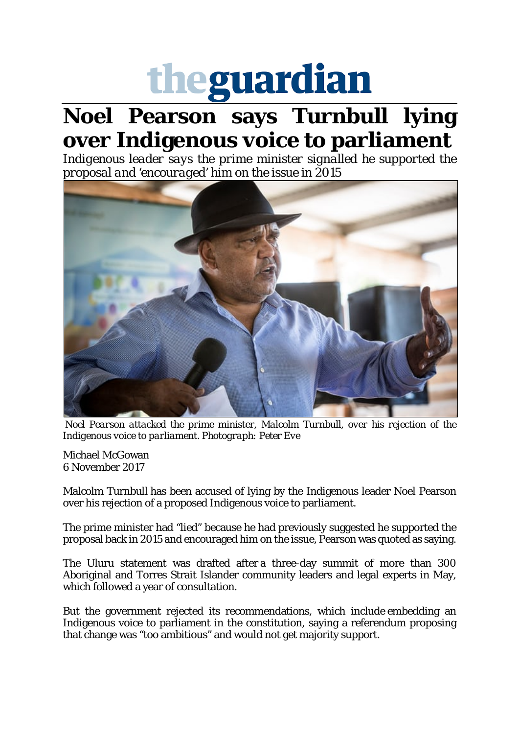theguardian

# Noel Pearson says Turnbull lying over Indigenous voice to parliament

*Indigenous leader says the prime minister signalled he supported the proposal and 'encouraged' him on the issue in 2015*

*Noel Pearson attacked the prime minister, Malcolm Turnbull, over his rejection of the Indigenous voice to parliament. Photograph: Peter Eve*

Michael McGowan
6 November 2017

Malcolm Turnbull has been accused of lying by the Indigenous leader Noel Pearson over his rejection of a proposed Indigenous voice to parliament.

The prime minister had "lied" because he had previously suggested he supported the proposal back in 2015 and encouraged him on the issue, Pearson was quoted as saying.

The Uluru statement was drafted after a three-day summit of more than 300 Aboriginal and Torres Strait Islander community leaders and legal experts in May, which followed a year of consultation.

But the government rejected its recommendations, which include embedding an Indigenous voice to parliament in the constitution, saying a referendum proposing that change was "too ambitious" and would not get majority support.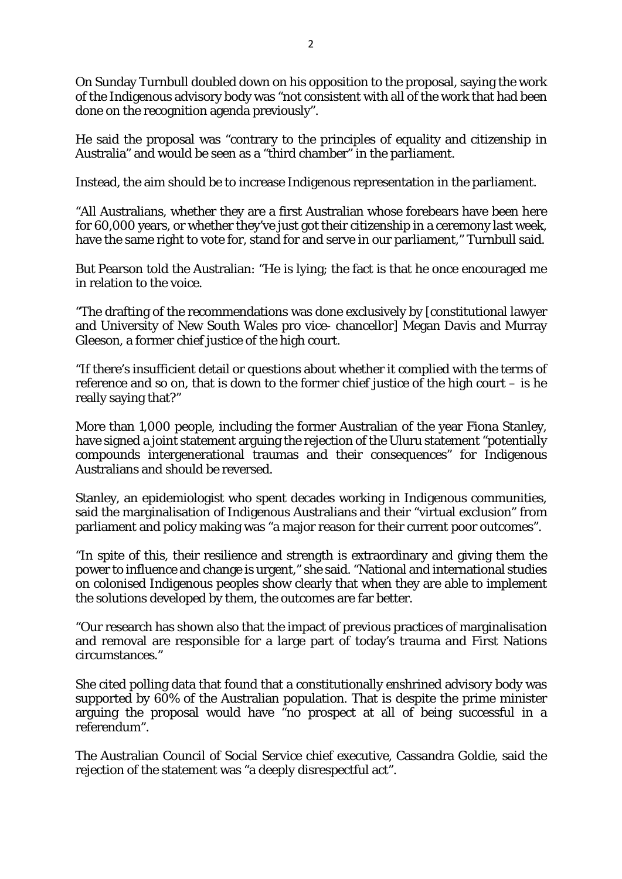On Sunday Turnbull doubled down on his opposition to the proposal, saying the work of the Indigenous advisory body was "not consistent with all of the work that had been done on the recognition agenda previously".

He said the proposal was "contrary to the principles of equality and citizenship in Australia" and would be seen as a "third chamber" in the parliament.

Instead, the aim should be to increase Indigenous representation in the parliament.

"All Australians, whether they are a first Australian whose forebears have been here for 60,000 years, or whether they've just got their citizenship in a ceremony last week, have the same right to vote for, stand for and serve in our parliament," Turnbull said.

But Pearson told the Australian: "He is lying; the fact is that he once encouraged me in relation to the voice.

"The drafting of the recommendations was done exclusively by [constitutional lawyer and University of New South Wales pro vice- chancellor] Megan Davis and Murray Gleeson, a former chief justice of the high court.

"If there's insufficient detail or questions about whether it complied with the terms of reference and so on, that is down to the former chief justice of the high court – is he really saying that?"

More than 1,000 people, including the former Australian of the year Fiona Stanley, have signed a joint statement arguing the rejection of the Uluru statement "potentially compounds intergenerational traumas and their consequences" for Indigenous Australians and should be reversed.

Stanley, an epidemiologist who spent decades working in Indigenous communities, said the marginalisation of Indigenous Australians and their "virtual exclusion" from parliament and policy making was "a major reason for their current poor outcomes".

"In spite of this, their resilience and strength is extraordinary and giving them the power to influence and change is urgent," she said. "National and international studies on colonised Indigenous peoples show clearly that when they are able to implement the solutions developed by them, the outcomes are far better.

"Our research has shown also that the impact of previous practices of marginalisation and removal are responsible for a large part of today's trauma and First Nations circumstances."

She cited polling data that found that a constitutionally enshrined advisory body was supported by 60% of the Australian population. That is despite the prime minister arguing the proposal would have "no prospect at all of being successful in a referendum".

The Australian Council of Social Service chief executive, Cassandra Goldie, said the rejection of the statement was "a deeply disrespectful act".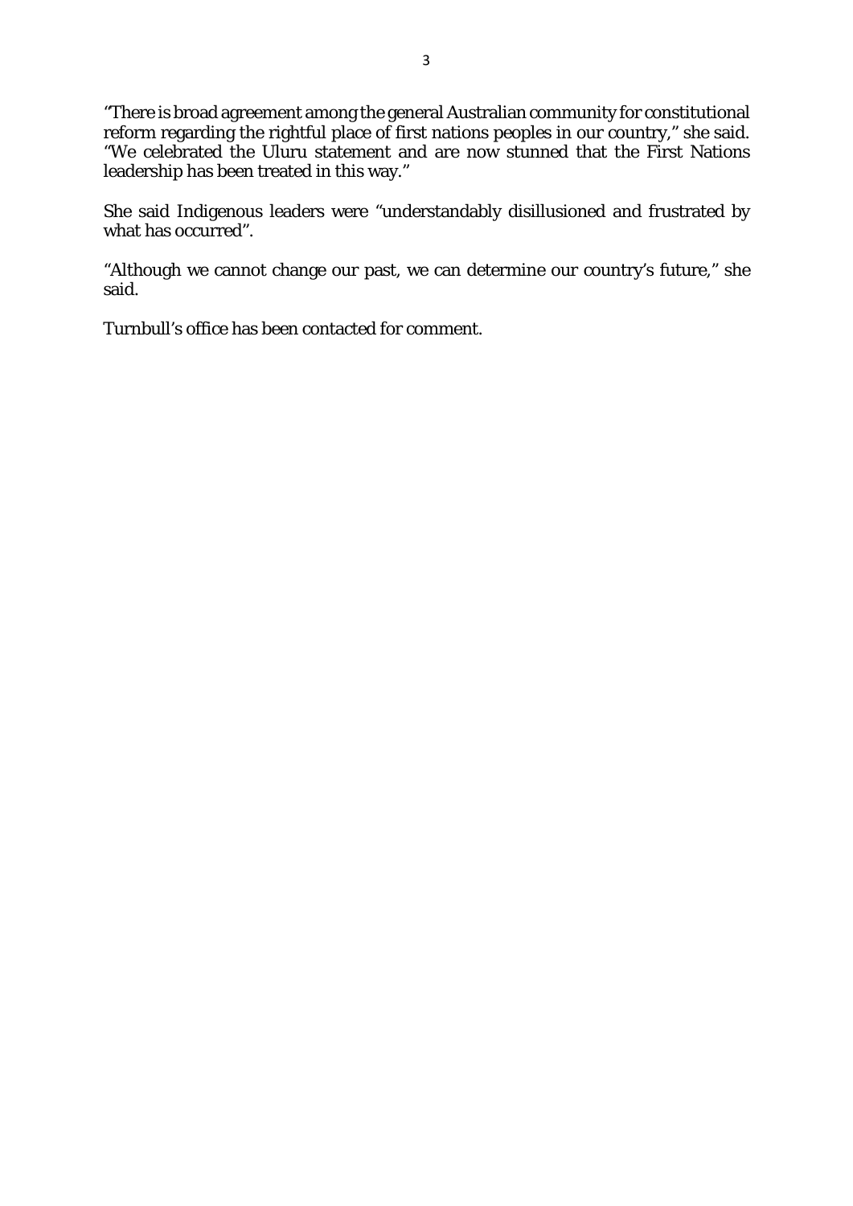"There is broad agreement among the general Australian community for constitutional reform regarding the rightful place of first nations peoples in our country," she said. "We celebrated the Uluru statement and are now stunned that the First Nations leadership has been treated in this way."

She said Indigenous leaders were "understandably disillusioned and frustrated by what has occurred".

"Although we cannot change our past, we can determine our country's future," she said.

Turnbull's office has been contacted for comment.